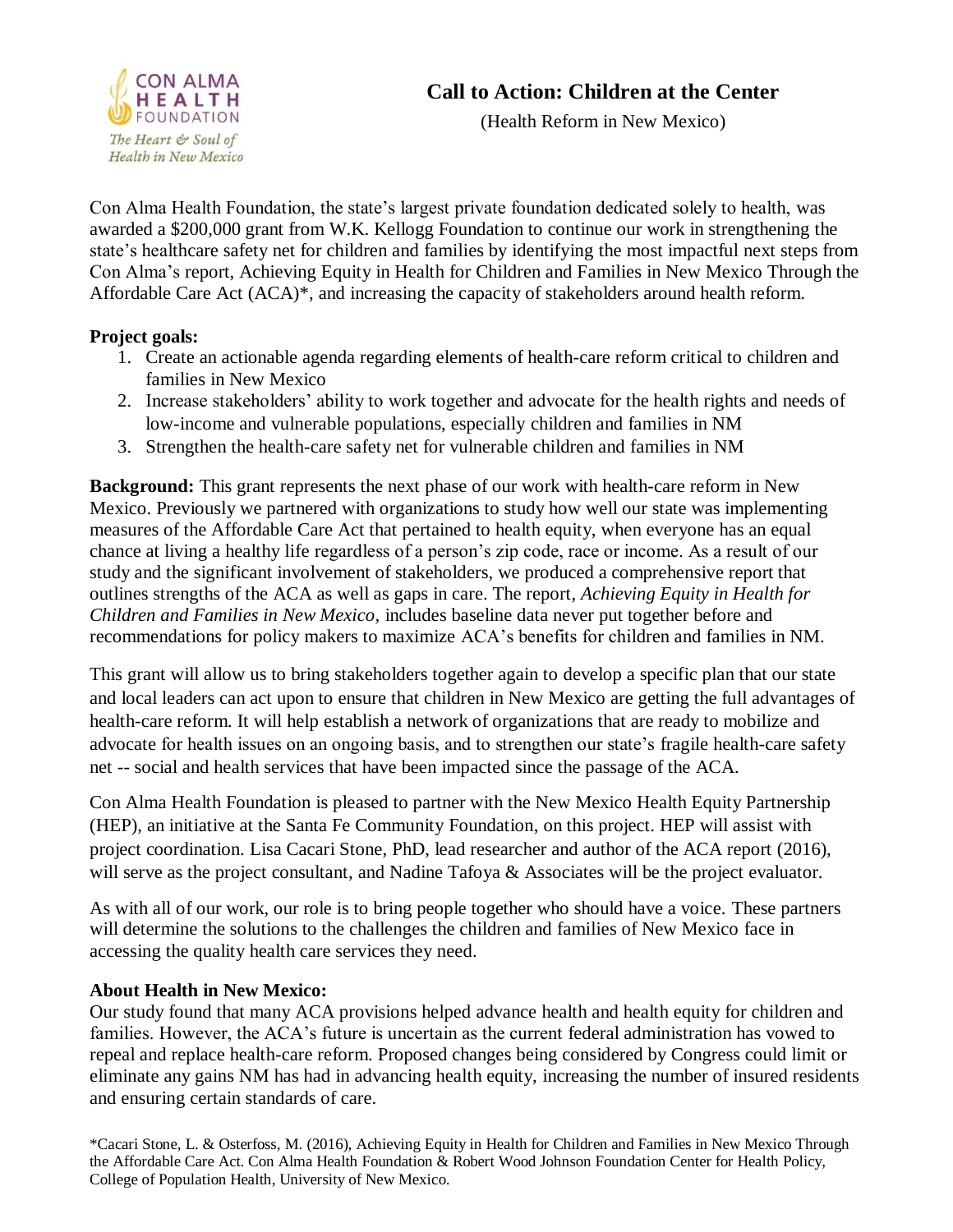# Call to Action: Children at the Center

(Health Reform in New Mexico)

Con Alma Health Foundation, the state's largest private foundation dedicated solely to health, was awarded a $200,000 grant from W.K. Kellogg Foundation to continue our work in strengthening the state's healthcare safety net for children and families by identifying the most impactful next steps from Con Alma's report, Achieving Equity in Health for Children and Families in New Mexico Through the Affordable Care Act (ACA)*, and increasing the capacity of stakeholders around health reform.

**Project goals:**

1. Create an actionable agenda regarding elements of health-care reform critical to children and families in New Mexico
2. Increase stakeholders' ability to work together and advocate for the health rights and needs of low-income and vulnerable populations, especially children and families in NM
3. Strengthen the health-care safety net for vulnerable children and families in NM

**Background:** This grant represents the next phase of our work with health-care reform in New Mexico. Previously we partnered with organizations to study how well our state was implementing measures of the Affordable Care Act that pertained to health equity, when everyone has an equal chance at living a healthy life regardless of a person's zip code, race or income. As a result of our study and the significant involvement of stakeholders, we produced a comprehensive report that outlines strengths of the ACA as well as gaps in care. The report, *Achieving Equity in Health for Children and Families in New Mexico,* includes baseline data never put together before and recommendations for policy makers to maximize ACA's benefits for children and families in NM.

This grant will allow us to bring stakeholders together again to develop a specific plan that our state and local leaders can act upon to ensure that children in New Mexico are getting the full advantages of health-care reform. It will help establish a network of organizations that are ready to mobilize and advocate for health issues on an ongoing basis, and to strengthen our state's fragile health-care safety net -- social and health services that have been impacted since the passage of the ACA.

Con Alma Health Foundation is pleased to partner with the New Mexico Health Equity Partnership (HEP), an initiative at the Santa Fe Community Foundation, on this project. HEP will assist with project coordination. Lisa Cacari Stone, PhD, lead researcher and author of the ACA report (2016), will serve as the project consultant, and Nadine Tafoya & Associates will be the project evaluator.

As with all of our work, our role is to bring people together who should have a voice. These partners will determine the solutions to the challenges the children and families of New Mexico face in accessing the quality health care services they need.

**About Health in New Mexico:**

Our study found that many ACA provisions helped advance health and health equity for children and families. However, the ACA's future is uncertain as the current federal administration has vowed to repeal and replace health-care reform. Proposed changes being considered by Congress could limit or eliminate any gains NM has had in advancing health equity, increasing the number of insured residents and ensuring certain standards of care.

*Cacari Stone, L. & Osterfoss, M. (2016), Achieving Equity in Health for Children and Families in New Mexico Through the Affordable Care Act. Con Alma Health Foundation & Robert Wood Johnson Foundation Center for Health Policy, College of Population Health, University of New Mexico.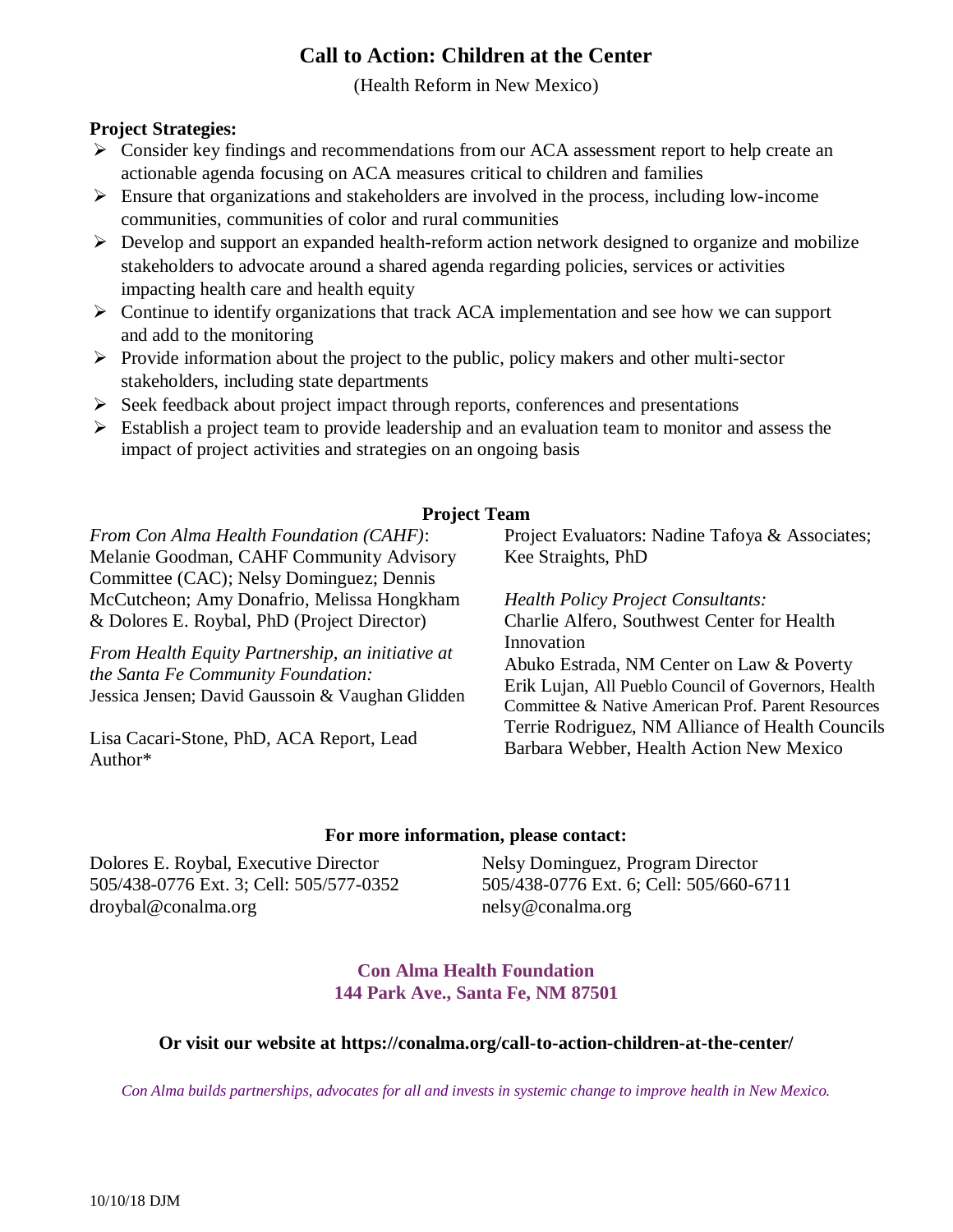# Call to Action: Children at the Center

(Health Reform in New Mexico)

**Project Strategies:**

- Consider key findings and recommendations from our ACA assessment report to help create an actionable agenda focusing on ACA measures critical to children and families
- Ensure that organizations and stakeholders are involved in the process, including low-income communities, communities of color and rural communities
- Develop and support an expanded health-reform action network designed to organize and mobilize stakeholders to advocate around a shared agenda regarding policies, services or activities impacting health care and health equity
- Continue to identify organizations that track ACA implementation and see how we can support and add to the monitoring
- Provide information about the project to the public, policy makers and other multi-sector stakeholders, including state departments
- Seek feedback about project impact through reports, conferences and presentations
- Establish a project team to provide leadership and an evaluation team to monitor and assess the impact of project activities and strategies on an ongoing basis

**Project Team**

*From Con Alma Health Foundation (CAHF)*: Melanie Goodman, CAHF Community Advisory Committee (CAC); Nelsy Dominguez; Dennis McCutcheon; Amy Donafrio, Melissa Hongkham & Dolores E. Roybal, PhD (Project Director)

*From Health Equity Partnership, an initiative at the Santa Fe Community Foundation:*
Jessica Jensen; David Gaussoin & Vaughan Glidden

Lisa Cacari-Stone, PhD, ACA Report, Lead Author*

Project Evaluators: Nadine Tafoya & Associates; Kee Straights, PhD

*Health Policy Project Consultants:*
Charlie Alfero, Southwest Center for Health Innovation
Abuko Estrada, NM Center on Law & Poverty
Erik Lujan, All Pueblo Council of Governors, Health Committee & Native American Prof. Parent Resources
Terrie Rodriguez, NM Alliance of Health Councils
Barbara Webber, Health Action New Mexico

**For more information, please contact:**

Dolores E. Roybal, Executive Director
505/438-0776 Ext. 3; Cell: 505/577-0352
droybal@conalma.org

Nelsy Dominguez, Program Director
505/438-0776 Ext. 6; Cell: 505/660-6711
nelsy@conalma.org

**Con Alma Health Foundation**
**144 Park Ave., Santa Fe, NM 87501**

**Or visit our website at https://conalma.org/call-to-action-children-at-the-center/**

*Con Alma builds partnerships, advocates for all and invests in systemic change to improve health in New Mexico.*

10/10/18 DJM